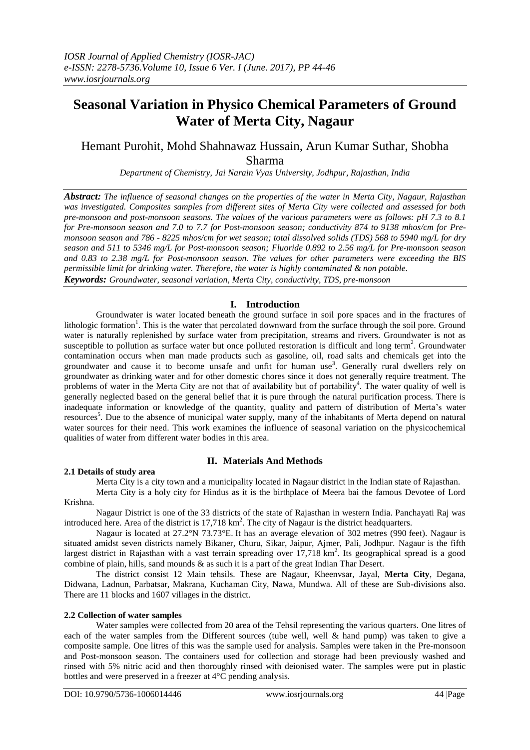# Seasonal Variation in Physico Chemical Parameters of Ground Water of Merta City, Nagaur

Hemant Purohit, Mohd Shahnawaz Hussain, Arun Kumar Suthar, Shobha Sharma

*Department of Chemistry, Jai Narain Vyas University, Jodhpur, Rajasthan, India*

***Abstract:*** *The influence of seasonal changes on the properties of the water in Merta City, Nagaur, Rajasthan was investigated. Composites samples from different sites of Merta City were collected and assessed for both pre-monsoon and post-monsoon seasons. The values of the various parameters were as follows: pH 7.3 to 8.1 for Pre-monsoon season and 7.0 to 7.7 for Post-monsoon season; conductivity 874 to 9138 mhos/cm for Pre-monsoon season and 786 - 8225 mhos/cm for wet season; total dissolved solids (TDS) 568 to 5940 mg/L for dry season and 511 to 5346 mg/L for Post-monsoon season; Fluoride 0.892 to 2.56 mg/L for Pre-monsoon season and 0.83 to 2.38 mg/L for Post-monsoon season. The values for other parameters were exceeding the BIS permissible limit for drinking water. Therefore, the water is highly contaminated & non potable.*

***Keywords:*** *Groundwater, seasonal variation, Merta City, conductivity, TDS, pre-monsoon*

## I. Introduction

Groundwater is water located beneath the ground surface in soil pore spaces and in the fractures of lithologic formation[1]. This is the water that percolated downward from the surface through the soil pore. Ground water is naturally replenished by surface water from precipitation, streams and rivers. Groundwater is not as susceptible to pollution as surface water but once polluted restoration is difficult and long term[2]. Groundwater contamination occurs when man made products such as gasoline, oil, road salts and chemicals get into the groundwater and cause it to become unsafe and unfit for human use[3]. Generally rural dwellers rely on groundwater as drinking water and for other domestic chores since it does not generally require treatment. The problems of water in the Merta City are not that of availability but of portability[4]. The water quality of well is generally neglected based on the general belief that it is pure through the natural purification process. There is inadequate information or knowledge of the quantity, quality and pattern of distribution of Merta's water resources[5]. Due to the absence of municipal water supply, many of the inhabitants of Merta depend on natural water sources for their need. This work examines the influence of seasonal variation on the physicochemical qualities of water from different water bodies in this area.

## II. Materials And Methods

### 2.1 Details of study area

Merta City is a city town and a municipality located in Nagaur district in the Indian state of Rajasthan.

Merta City is a holy city for Hindus as it is the birthplace of Meera bai the famous Devotee of Lord Krishna.

Nagaur District is one of the 33 districts of the state of Rajasthan in western India. Panchayati Raj was introduced here. Area of the district is 17,718 km$^2$. The city of Nagaur is the district headquarters.

Nagaur is located at 27.2°N 73.73°E. It has an average elevation of 302 metres (990 feet). Nagaur is situated amidst seven districts namely Bikaner, Churu, Sikar, Jaipur, Ajmer, Pali, Jodhpur. Nagaur is the fifth largest district in Rajasthan with a vast terrain spreading over 17,718 km$^2$. Its geographical spread is a good combine of plain, hills, sand mounds & as such it is a part of the great Indian Thar Desert.

The district consist 12 Main tehsils. These are Nagaur, Kheenvsar, Jayal, **Merta City**, Degana, Didwana, Ladnun, Parbatsar, Makrana, Kuchaman City, Nawa, Mundwa. All of these are Sub-divisions also. There are 11 blocks and 1607 villages in the district.

### 2.2 Collection of water samples

Water samples were collected from 20 area of the Tehsil representing the various quarters. One litres of each of the water samples from the Different sources (tube well, well & hand pump) was taken to give a composite sample. One litres of this was the sample used for analysis. Samples were taken in the Pre-monsoon and Post-monsoon season. The containers used for collection and storage had been previously washed and rinsed with 5% nitric acid and then thoroughly rinsed with deionised water. The samples were put in plastic bottles and were preserved in a freezer at 4°C pending analysis.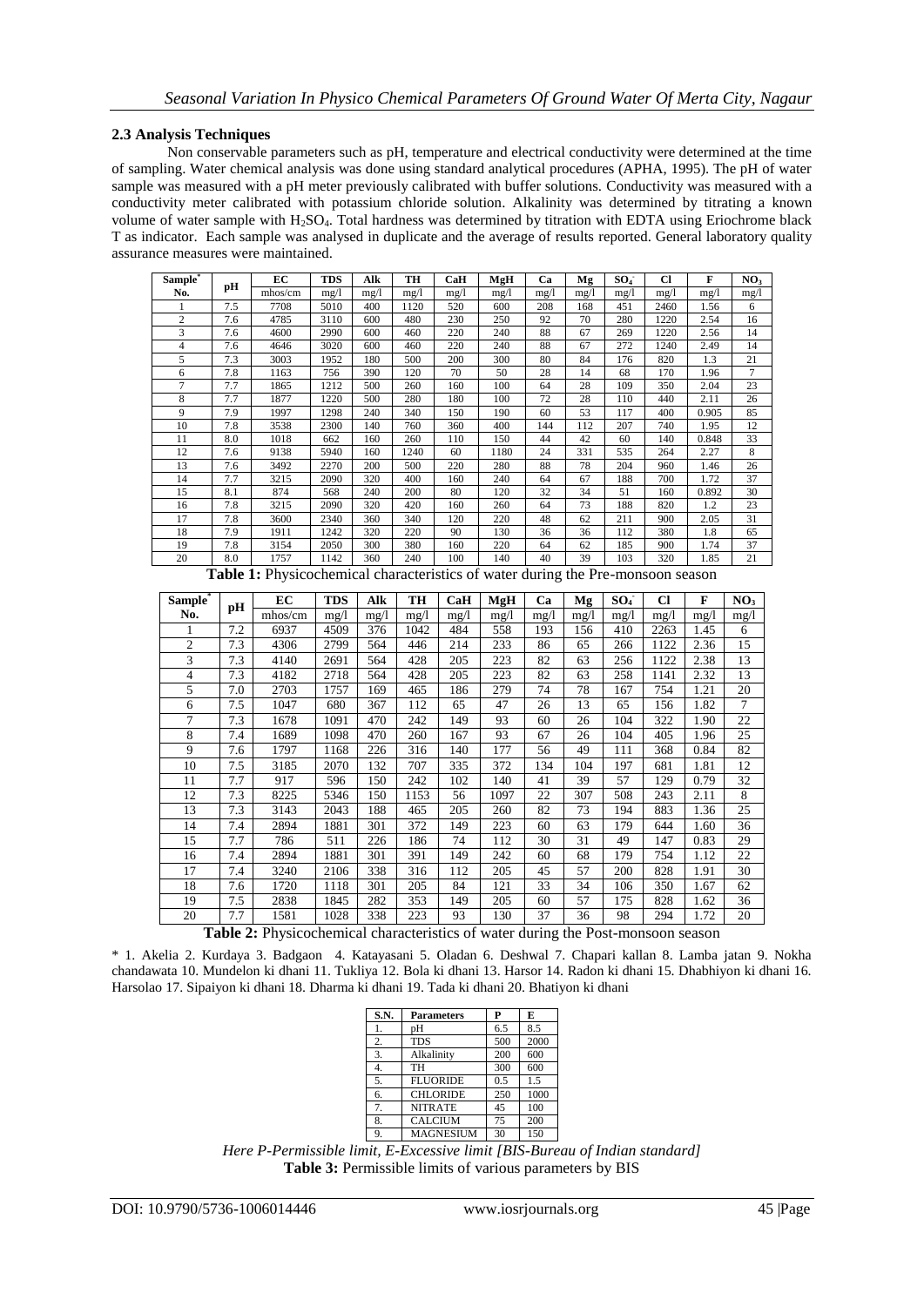### 2.3 Analysis Techniques

Non conservable parameters such as pH, temperature and electrical conductivity were determined at the time of sampling. Water chemical analysis was done using standard analytical procedures (APHA, 1995). The pH of water sample was measured with a pH meter previously calibrated with buffer solutions. Conductivity was measured with a conductivity meter calibrated with potassium chloride solution. Alkalinity was determined by titrating a known volume of water sample with $H_2SO_4$. Total hardness was determined by titration with EDTA using Eriochrome black T as indicator. Each sample was analysed in duplicate and the average of results reported. General laboratory quality assurance measures were maintained.

| Sample* No. | pH | EC mhos/cm | TDS mg/l | Alk mg/l | TH mg/l | CaH mg/l | MgH mg/l | Ca mg/l | Mg mg/l | $SO_4^-$ mg/l | Cl mg/l | F mg/l | $NO_3$ mg/l |
|---|---|---|---|---|---|---|---|---|---|---|---|---|---|
| 1 | 7.5 | 7708 | 5010 | 400 | 1120 | 520 | 600 | 208 | 168 | 451 | 2460 | 1.56 | 6 |
| 2 | 7.6 | 4785 | 3110 | 600 | 480 | 230 | 250 | 92 | 70 | 280 | 1220 | 2.54 | 16 |
| 3 | 7.6 | 4600 | 2990 | 600 | 460 | 220 | 240 | 88 | 67 | 269 | 1220 | 2.56 | 14 |
| 4 | 7.6 | 4646 | 3020 | 600 | 460 | 220 | 240 | 88 | 67 | 272 | 1240 | 2.49 | 14 |
| 5 | 7.3 | 3003 | 1952 | 180 | 500 | 200 | 300 | 80 | 84 | 176 | 820 | 1.3 | 21 |
| 6 | 7.8 | 1163 | 756 | 390 | 120 | 70 | 50 | 28 | 14 | 68 | 170 | 1.96 | 7 |
| 7 | 7.7 | 1865 | 1212 | 500 | 260 | 160 | 100 | 64 | 28 | 109 | 350 | 2.04 | 23 |
| 8 | 7.7 | 1877 | 1220 | 500 | 280 | 180 | 100 | 72 | 28 | 110 | 440 | 2.11 | 26 |
| 9 | 7.9 | 1997 | 1298 | 240 | 340 | 150 | 190 | 60 | 53 | 117 | 400 | 0.905 | 85 |
| 10 | 7.8 | 3538 | 2300 | 140 | 760 | 360 | 400 | 144 | 112 | 207 | 740 | 1.95 | 12 |
| 11 | 8.0 | 1018 | 662 | 160 | 260 | 110 | 150 | 44 | 42 | 60 | 140 | 0.848 | 33 |
| 12 | 7.6 | 9138 | 5940 | 160 | 1240 | 60 | 1180 | 24 | 331 | 535 | 264 | 2.27 | 8 |
| 13 | 7.6 | 3492 | 2270 | 200 | 500 | 220 | 280 | 88 | 78 | 204 | 960 | 1.46 | 26 |
| 14 | 7.7 | 3215 | 2090 | 320 | 400 | 160 | 240 | 64 | 67 | 188 | 700 | 1.72 | 37 |
| 15 | 8.1 | 874 | 568 | 240 | 200 | 80 | 120 | 32 | 34 | 51 | 160 | 0.892 | 30 |
| 16 | 7.8 | 3215 | 2090 | 320 | 420 | 160 | 260 | 64 | 73 | 188 | 820 | 1.2 | 23 |
| 17 | 7.8 | 3600 | 2340 | 360 | 340 | 120 | 220 | 48 | 62 | 211 | 900 | 2.05 | 31 |
| 18 | 7.9 | 1911 | 1242 | 320 | 220 | 90 | 130 | 36 | 36 | 112 | 380 | 1.8 | 65 |
| 19 | 7.8 | 3154 | 2050 | 300 | 380 | 160 | 220 | 64 | 62 | 185 | 900 | 1.74 | 37 |
| 20 | 8.0 | 1757 | 1142 | 360 | 240 | 100 | 140 | 40 | 39 | 103 | 320 | 1.85 | 21 |

**Table 1:** Physicochemical characteristics of water during the Pre-monsoon season

| Sample* No. | pH | EC mhos/cm | TDS mg/l | Alk mg/l | TH mg/l | CaH mg/l | MgH mg/l | Ca mg/l | Mg mg/l | $SO_4^-$ mg/l | Cl mg/l | F mg/l | $NO_3$ mg/l |
|---|---|---|---|---|---|---|---|---|---|---|---|---|---|
| 1 | 7.2 | 6937 | 4509 | 376 | 1042 | 484 | 558 | 193 | 156 | 410 | 2263 | 1.45 | 6 |
| 2 | 7.3 | 4306 | 2799 | 564 | 446 | 214 | 233 | 86 | 65 | 266 | 1122 | 2.36 | 15 |
| 3 | 7.3 | 4140 | 2691 | 564 | 428 | 205 | 223 | 82 | 63 | 256 | 1122 | 2.38 | 13 |
| 4 | 7.3 | 4182 | 2718 | 564 | 428 | 205 | 223 | 82 | 63 | 258 | 1141 | 2.32 | 13 |
| 5 | 7.0 | 2703 | 1757 | 169 | 465 | 186 | 279 | 74 | 78 | 167 | 754 | 1.21 | 20 |
| 6 | 7.5 | 1047 | 680 | 367 | 112 | 65 | 47 | 26 | 13 | 65 | 156 | 1.82 | 7 |
| 7 | 7.3 | 1678 | 1091 | 470 | 242 | 149 | 93 | 60 | 26 | 104 | 322 | 1.90 | 22 |
| 8 | 7.4 | 1689 | 1098 | 470 | 260 | 167 | 93 | 67 | 26 | 104 | 405 | 1.96 | 25 |
| 9 | 7.6 | 1797 | 1168 | 226 | 316 | 140 | 177 | 56 | 49 | 111 | 368 | 0.84 | 82 |
| 10 | 7.5 | 3185 | 2070 | 132 | 707 | 335 | 372 | 134 | 104 | 197 | 681 | 1.81 | 12 |
| 11 | 7.7 | 917 | 596 | 150 | 242 | 102 | 140 | 41 | 39 | 57 | 129 | 0.79 | 32 |
| 12 | 7.3 | 8225 | 5346 | 150 | 1153 | 56 | 1097 | 22 | 307 | 508 | 243 | 2.11 | 8 |
| 13 | 7.3 | 3143 | 2043 | 188 | 465 | 205 | 260 | 82 | 73 | 194 | 883 | 1.36 | 25 |
| 14 | 7.4 | 2894 | 1881 | 301 | 372 | 149 | 223 | 60 | 63 | 179 | 644 | 1.60 | 36 |
| 15 | 7.7 | 786 | 511 | 226 | 186 | 74 | 112 | 30 | 31 | 49 | 147 | 0.83 | 29 |
| 16 | 7.4 | 2894 | 1881 | 301 | 391 | 149 | 242 | 60 | 68 | 179 | 754 | 1.12 | 22 |
| 17 | 7.4 | 3240 | 2106 | 338 | 316 | 112 | 205 | 45 | 57 | 200 | 828 | 1.91 | 30 |
| 18 | 7.6 | 1720 | 1118 | 301 | 205 | 84 | 121 | 33 | 34 | 106 | 350 | 1.67 | 62 |
| 19 | 7.5 | 2838 | 1845 | 282 | 353 | 149 | 205 | 60 | 57 | 175 | 828 | 1.62 | 36 |
| 20 | 7.7 | 1581 | 1028 | 338 | 223 | 93 | 130 | 37 | 36 | 98 | 294 | 1.72 | 20 |

**Table 2:** Physicochemical characteristics of water during the Post-monsoon season

* 1. Akelia 2. Kurdaya 3. Badgaon 4. Katayasani 5. Oladan 6. Deshwal 7. Chapari kallan 8. Lamba jatan 9. Nokha chandawata 10. Mundelon ki dhani 11. Tukliya 12. Bola ki dhani 13. Harsor 14. Radon ki dhani 15. Dhabhiyon ki dhani 16. Harsolao 17. Sipaiyon ki dhani 18. Dharma ki dhani 19. Tada ki dhani 20. Bhatiyon ki dhani

| S.N. | Parameters | P | E |
|---|---|---|---|
| 1. | pH | 6.5 | 8.5 |
| 2. | TDS | 500 | 2000 |
| 3. | Alkalinity | 200 | 600 |
| 4. | TH | 300 | 600 |
| 5. | FLUORIDE | 0.5 | 1.5 |
| 6. | CHLORIDE | 250 | 1000 |
| 7. | NITRATE | 45 | 100 |
| 8. | CALCIUM | 75 | 200 |
| 9. | MAGNESIUM | 30 | 150 |

*Here P-Permissible limit, E-Excessive limit [BIS-Bureau of Indian standard]*

**Table 3:** Permissible limits of various parameters by BIS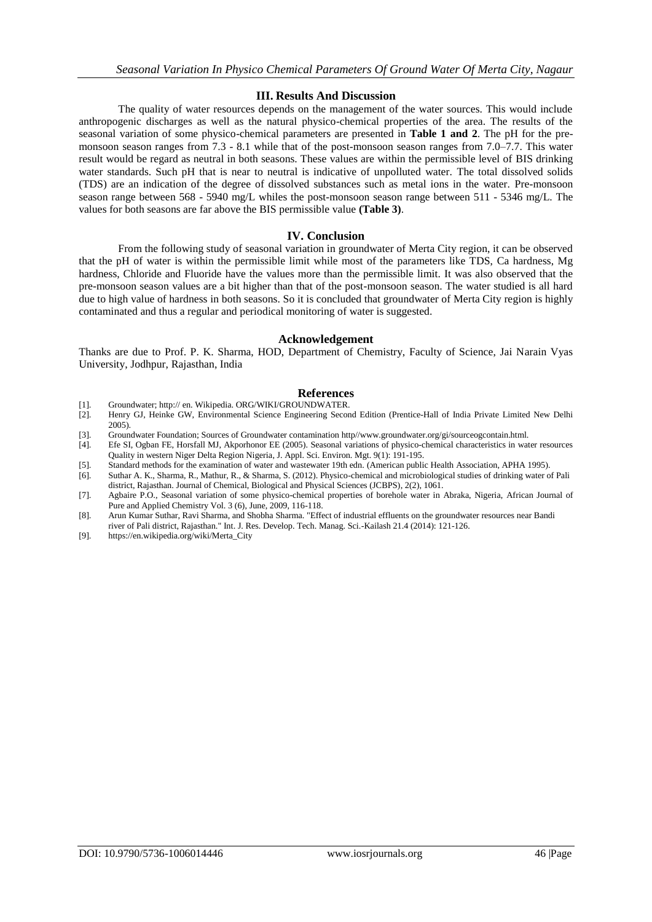## III. Results And Discussion

The quality of water resources depends on the management of the water sources. This would include anthropogenic discharges as well as the natural physico-chemical properties of the area. The results of the seasonal variation of some physico-chemical parameters are presented in **Table 1 and 2**. The pH for the pre-monsoon season ranges from 7.3 - 8.1 while that of the post-monsoon season ranges from 7.0–7.7. This water result would be regard as neutral in both seasons. These values are within the permissible level of BIS drinking water standards. Such pH that is near to neutral is indicative of unpolluted water. The total dissolved solids (TDS) are an indication of the degree of dissolved substances such as metal ions in the water. Pre-monsoon season range between 568 - 5940 mg/L whiles the post-monsoon season range between 511 - 5346 mg/L. The values for both seasons are far above the BIS permissible value **(Table 3)**.

## IV. Conclusion

From the following study of seasonal variation in groundwater of Merta City region, it can be observed that the pH of water is within the permissible limit while most of the parameters like TDS, Ca hardness, Mg hardness, Chloride and Fluoride have the values more than the permissible limit. It was also observed that the pre-monsoon season values are a bit higher than that of the post-monsoon season. The water studied is all hard due to high value of hardness in both seasons. So it is concluded that groundwater of Merta City region is highly contaminated and thus a regular and periodical monitoring of water is suggested.

## Acknowledgement

Thanks are due to Prof. P. K. Sharma, HOD, Department of Chemistry, Faculty of Science, Jai Narain Vyas University, Jodhpur, Rajasthan, India

## References

[1]. Groundwater; http:// en. Wikipedia. ORG/WIKI/GROUNDWATER.

[2]. Henry GJ, Heinke GW, Environmental Science Engineering Second Edition (Prentice-Hall of India Private Limited New Delhi 2005).

[3]. Groundwater Foundation; Sources of Groundwater contamination http//www.groundwater.org/gi/sourceogcontain.html.

[4]. Efe SI, Ogban FE, Horsfall MJ, Akporhonor EE (2005). Seasonal variations of physico-chemical characteristics in water resources Quality in western Niger Delta Region Nigeria, J. Appl. Sci. Environ. Mgt. 9(1): 191-195.

[5]. Standard methods for the examination of water and wastewater 19th edn. (American public Health Association, APHA 1995).

[6]. Suthar A. K., Sharma, R., Mathur, R., & Sharma, S. (2012). Physico-chemical and microbiological studies of drinking water of Pali district, Rajasthan. Journal of Chemical, Biological and Physical Sciences (JCBPS), 2(2), 1061.

[7]. Agbaire P.O., Seasonal variation of some physico-chemical properties of borehole water in Abraka, Nigeria, African Journal of Pure and Applied Chemistry Vol. 3 (6), June, 2009, 116-118.

[8]. Arun Kumar Suthar, Ravi Sharma, and Shobha Sharma. "Effect of industrial effluents on the groundwater resources near Bandi river of Pali district, Rajasthan." Int. J. Res. Develop. Tech. Manag. Sci.-Kailash 21.4 (2014): 121-126.

[9]. https://en.wikipedia.org/wiki/Merta_City